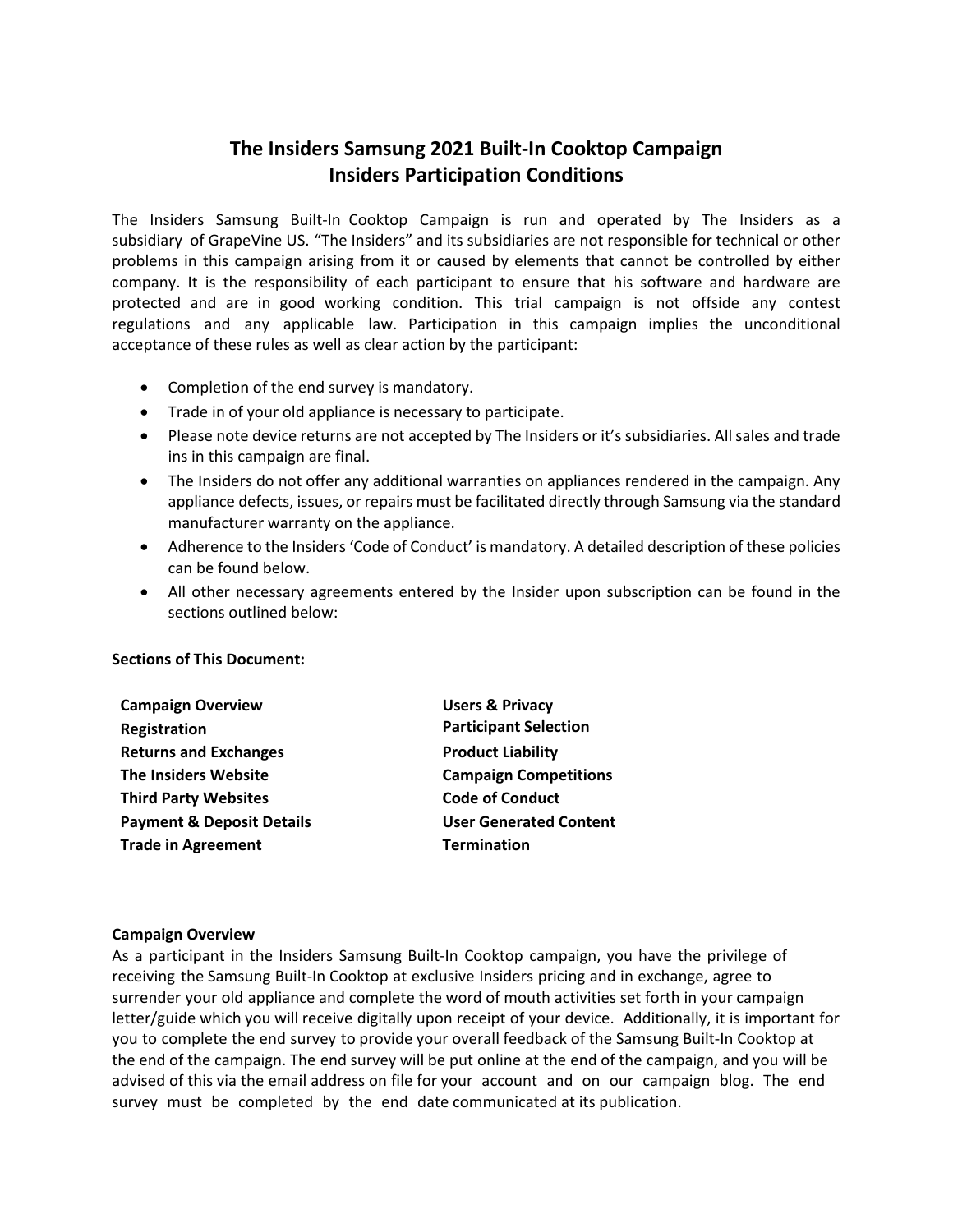# The Insiders Samsung 2021 Built-In Cooktop Campaign
# Insiders Participation Conditions

The Insiders Samsung Built-In Cooktop Campaign is run and operated by The Insiders as a subsidiary of GrapeVine US. "The Insiders" and its subsidiaries are not responsible for technical or other problems in this campaign arising from it or caused by elements that cannot be controlled by either company. It is the responsibility of each participant to ensure that his software and hardware are protected and are in good working condition. This trial campaign is not offside any contest regulations and any applicable law. Participation in this campaign implies the unconditional acceptance of these rules as well as clear action by the participant:

- Completion of the end survey is mandatory.
- Trade in of your old appliance is necessary to participate.
- Please note device returns are not accepted by The Insiders or it's subsidiaries. All sales and trade ins in this campaign are final.
- The Insiders do not offer any additional warranties on appliances rendered in the campaign. Any appliance defects, issues, or repairs must be facilitated directly through Samsung via the standard manufacturer warranty on the appliance.
- Adherence to the Insiders 'Code of Conduct' is mandatory. A detailed description of these policies can be found below.
- All other necessary agreements entered by the Insider upon subscription can be found in the sections outlined below:

**Sections of This Document:**

| | |
|---|---|
| **Campaign Overview** | **Users & Privacy** |
| **Registration** | **Participant Selection** |
| **Returns and Exchanges** | **Product Liability** |
| **The Insiders Website** | **Campaign Competitions** |
| **Third Party Websites** | **Code of Conduct** |
| **Payment & Deposit Details** | **User Generated Content** |
| **Trade in Agreement** | **Termination** |

**Campaign Overview**

As a participant in the Insiders Samsung Built-In Cooktop campaign, you have the privilege of receiving the Samsung Built-In Cooktop at exclusive Insiders pricing and in exchange, agree to surrender your old appliance and complete the word of mouth activities set forth in your campaign letter/guide which you will receive digitally upon receipt of your device. Additionally, it is important for you to complete the end survey to provide your overall feedback of the Samsung Built-In Cooktop at the end of the campaign. The end survey will be put online at the end of the campaign, and you will be advised of this via the email address on file for your account and on our campaign blog. The end survey must be completed by the end date communicated at its publication.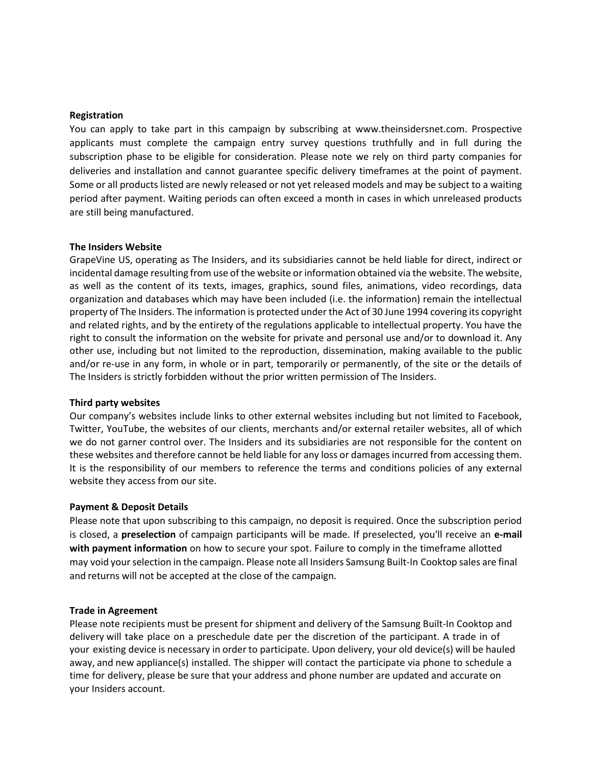**Registration**

You can apply to take part in this campaign by subscribing at www.theinsidersnet.com. Prospective applicants must complete the campaign entry survey questions truthfully and in full during the subscription phase to be eligible for consideration. Please note we rely on third party companies for deliveries and installation and cannot guarantee specific delivery timeframes at the point of payment. Some or all products listed are newly released or not yet released models and may be subject to a waiting period after payment. Waiting periods can often exceed a month in cases in which unreleased products are still being manufactured.

**The Insiders Website**

GrapeVine US, operating as The Insiders, and its subsidiaries cannot be held liable for direct, indirect or incidental damage resulting from use of the website or information obtained via the website. The website, as well as the content of its texts, images, graphics, sound files, animations, video recordings, data organization and databases which may have been included (i.e. the information) remain the intellectual property of The Insiders. The information is protected under the Act of 30 June 1994 covering its copyright and related rights, and by the entirety of the regulations applicable to intellectual property. You have the right to consult the information on the website for private and personal use and/or to download it. Any other use, including but not limited to the reproduction, dissemination, making available to the public and/or re-use in any form, in whole or in part, temporarily or permanently, of the site or the details of The Insiders is strictly forbidden without the prior written permission of The Insiders.

**Third party websites**

Our company's websites include links to other external websites including but not limited to Facebook, Twitter, YouTube, the websites of our clients, merchants and/or external retailer websites, all of which we do not garner control over. The Insiders and its subsidiaries are not responsible for the content on these websites and therefore cannot be held liable for any loss or damages incurred from accessing them. It is the responsibility of our members to reference the terms and conditions policies of any external website they access from our site.

**Payment & Deposit Details**

Please note that upon subscribing to this campaign, no deposit is required. Once the subscription period is closed, a **preselection** of campaign participants will be made. If preselected, you'll receive an **e-mail with payment information** on how to secure your spot. Failure to comply in the timeframe allotted may void your selection in the campaign. Please note all Insiders Samsung Built-In Cooktop sales are final and returns will not be accepted at the close of the campaign.

**Trade in Agreement**

Please note recipients must be present for shipment and delivery of the Samsung Built-In Cooktop and delivery will take place on a preschedule date per the discretion of the participant. A trade in of your existing device is necessary in order to participate. Upon delivery, your old device(s) will be hauled away, and new appliance(s) installed. The shipper will contact the participate via phone to schedule a time for delivery, please be sure that your address and phone number are updated and accurate on your Insiders account.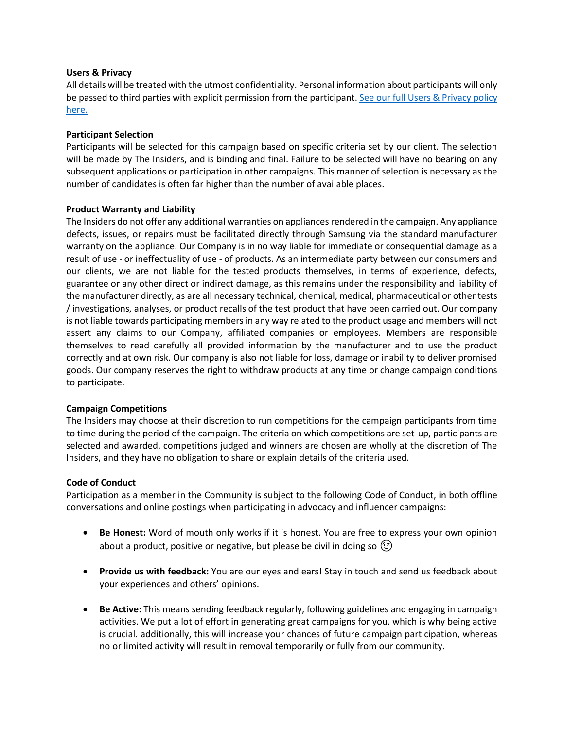**Users & Privacy**

All details will be treated with the utmost confidentiality. Personal information about participants will only be passed to third parties with explicit permission from the participant. [See our full Users & Privacy policy here.]()

**Participant Selection**

Participants will be selected for this campaign based on specific criteria set by our client. The selection will be made by The Insiders, and is binding and final. Failure to be selected will have no bearing on any subsequent applications or participation in other campaigns. This manner of selection is necessary as the number of candidates is often far higher than the number of available places.

**Product Warranty and Liability**

The Insiders do not offer any additional warranties on appliances rendered in the campaign. Any appliance defects, issues, or repairs must be facilitated directly through Samsung via the standard manufacturer warranty on the appliance. Our Company is in no way liable for immediate or consequential damage as a result of use - or ineffectuality of use - of products. As an intermediate party between our consumers and our clients, we are not liable for the tested products themselves, in terms of experience, defects, guarantee or any other direct or indirect damage, as this remains under the responsibility and liability of the manufacturer directly, as are all necessary technical, chemical, medical, pharmaceutical or other tests / investigations, analyses, or product recalls of the test product that have been carried out. Our company is not liable towards participating members in any way related to the product usage and members will not assert any claims to our Company, affiliated companies or employees. Members are responsible themselves to read carefully all provided information by the manufacturer and to use the product correctly and at own risk. Our company is also not liable for loss, damage or inability to deliver promised goods. Our company reserves the right to withdraw products at any time or change campaign conditions to participate.

**Campaign Competitions**

The Insiders may choose at their discretion to run competitions for the campaign participants from time to time during the period of the campaign. The criteria on which competitions are set-up, participants are selected and awarded, competitions judged and winners are chosen are wholly at the discretion of The Insiders, and they have no obligation to share or explain details of the criteria used.

**Code of Conduct**

Participation as a member in the Community is subject to the following Code of Conduct, in both offline conversations and online postings when participating in advocacy and influencer campaigns:

- **Be Honest:** Word of mouth only works if it is honest. You are free to express your own opinion about a product, positive or negative, but please be civil in doing so 😉
- **Provide us with feedback:** You are our eyes and ears! Stay in touch and send us feedback about your experiences and others' opinions.
- **Be Active:** This means sending feedback regularly, following guidelines and engaging in campaign activities. We put a lot of effort in generating great campaigns for you, which is why being active is crucial. additionally, this will increase your chances of future campaign participation, whereas no or limited activity will result in removal temporarily or fully from our community.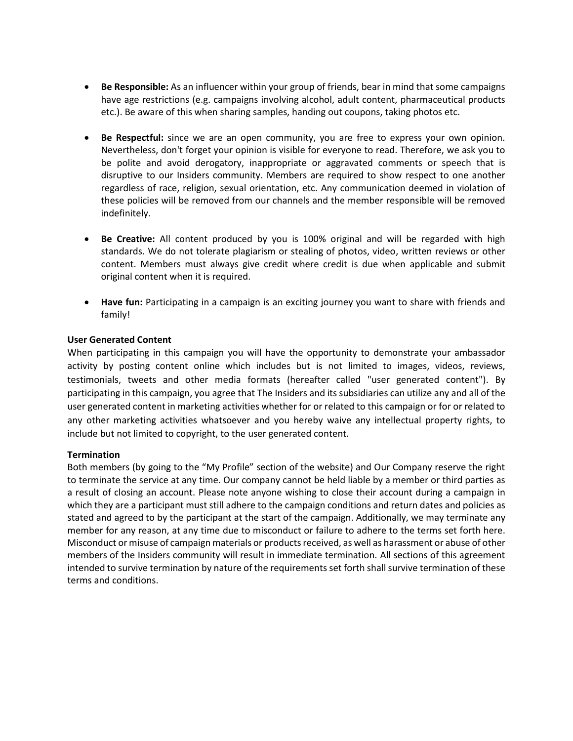- **Be Responsible:** As an influencer within your group of friends, bear in mind that some campaigns have age restrictions (e.g. campaigns involving alcohol, adult content, pharmaceutical products etc.). Be aware of this when sharing samples, handing out coupons, taking photos etc.

- **Be Respectful:** since we are an open community, you are free to express your own opinion. Nevertheless, don't forget your opinion is visible for everyone to read. Therefore, we ask you to be polite and avoid derogatory, inappropriate or aggravated comments or speech that is disruptive to our Insiders community. Members are required to show respect to one another regardless of race, religion, sexual orientation, etc. Any communication deemed in violation of these policies will be removed from our channels and the member responsible will be removed indefinitely.

- **Be Creative:** All content produced by you is 100% original and will be regarded with high standards. We do not tolerate plagiarism or stealing of photos, video, written reviews or other content. Members must always give credit where credit is due when applicable and submit original content when it is required.

- **Have fun:** Participating in a campaign is an exciting journey you want to share with friends and family!

**User Generated Content**

When participating in this campaign you will have the opportunity to demonstrate your ambassador activity by posting content online which includes but is not limited to images, videos, reviews, testimonials, tweets and other media formats (hereafter called "user generated content"). By participating in this campaign, you agree that The Insiders and its subsidiaries can utilize any and all of the user generated content in marketing activities whether for or related to this campaign or for or related to any other marketing activities whatsoever and you hereby waive any intellectual property rights, to include but not limited to copyright, to the user generated content.

**Termination**

Both members (by going to the "My Profile" section of the website) and Our Company reserve the right to terminate the service at any time. Our company cannot be held liable by a member or third parties as a result of closing an account. Please note anyone wishing to close their account during a campaign in which they are a participant must still adhere to the campaign conditions and return dates and policies as stated and agreed to by the participant at the start of the campaign. Additionally, we may terminate any member for any reason, at any time due to misconduct or failure to adhere to the terms set forth here. Misconduct or misuse of campaign materials or products received, as well as harassment or abuse of other members of the Insiders community will result in immediate termination. All sections of this agreement intended to survive termination by nature of the requirements set forth shall survive termination of these terms and conditions.